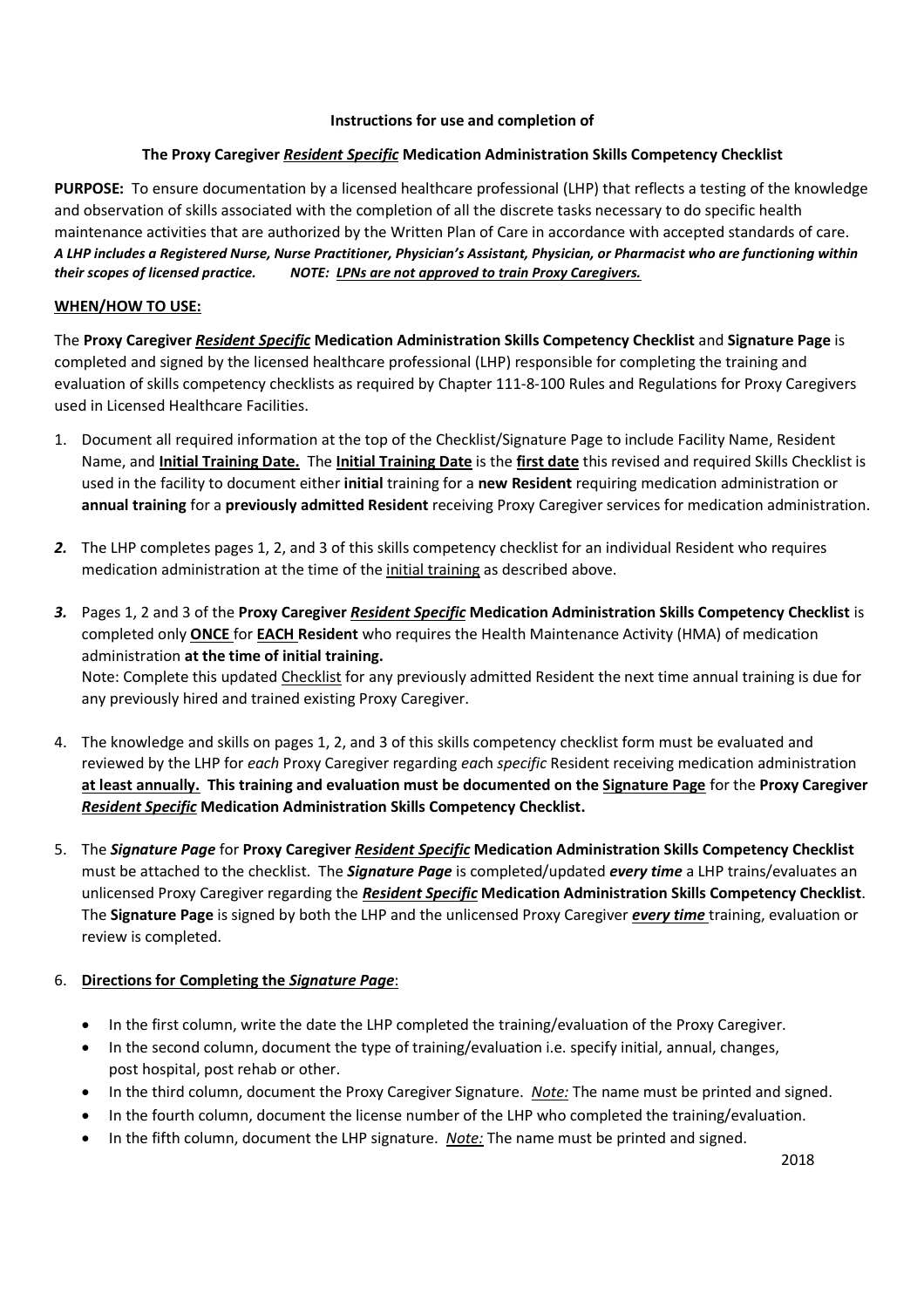**Instructions for use and completion of**

**The Proxy Caregiver *Resident Specific* Medication Administration Skills Competency Checklist**

**PURPOSE:** To ensure documentation by a licensed healthcare professional (LHP) that reflects a testing of the knowledge and observation of skills associated with the completion of all the discrete tasks necessary to do specific health maintenance activities that are authorized by the Written Plan of Care in accordance with accepted standards of care. ***A LHP includes a Registered Nurse, Nurse Practitioner, Physician's Assistant, Physician, or Pharmacist who are functioning within their scopes of licensed practice.*** ***NOTE: LPNs are not approved to train Proxy Caregivers.***

**WHEN/HOW TO USE:**

The **Proxy Caregiver *Resident Specific* Medication Administration Skills Competency Checklist** and **Signature Page** is completed and signed by the licensed healthcare professional (LHP) responsible for completing the training and evaluation of skills competency checklists as required by Chapter 111-8-100 Rules and Regulations for Proxy Caregivers used in Licensed Healthcare Facilities.

1. Document all required information at the top of the Checklist/Signature Page to include Facility Name, Resident Name, and **Initial Training Date.** The **Initial Training Date** is the **first date** this revised and required Skills Checklist is used in the facility to document either **initial** training for a **new Resident** requiring medication administration or **annual training** for a **previously admitted Resident** receiving Proxy Caregiver services for medication administration.

2. The LHP completes pages 1, 2, and 3 of this skills competency checklist for an individual Resident who requires medication administration at the time of the initial training as described above.

3. Pages 1, 2 and 3 of the **Proxy Caregiver *Resident Specific* Medication Administration Skills Competency Checklist** is completed only **ONCE** for **EACH Resident** who requires the Health Maintenance Activity (HMA) of medication administration **at the time of initial training.**
   Note: Complete this updated Checklist for any previously admitted Resident the next time annual training is due for any previously hired and trained existing Proxy Caregiver.

4. The knowledge and skills on pages 1, 2, and 3 of this skills competency checklist form must be evaluated and reviewed by the LHP for *each* Proxy Caregiver regarding *each specific* Resident receiving medication administration **at least annually. This training and evaluation must be documented on the Signature Page** for the **Proxy Caregiver *Resident Specific* Medication Administration Skills Competency Checklist.**

5. The ***Signature Page*** for **Proxy Caregiver *Resident Specific* Medication Administration Skills Competency Checklist** must be attached to the checklist. The ***Signature Page*** is completed/updated ***every time*** a LHP trains/evaluates an unlicensed Proxy Caregiver regarding the ***Resident Specific*** **Medication Administration Skills Competency Checklist**. The **Signature Page** is signed by both the LHP and the unlicensed Proxy Caregiver ***every time*** training, evaluation or review is completed.

6. **Directions for Completing the *Signature Page*:**

   - In the first column, write the date the LHP completed the training/evaluation of the Proxy Caregiver.
   - In the second column, document the type of training/evaluation i.e. specify initial, annual, changes, post hospital, post rehab or other.
   - In the third column, document the Proxy Caregiver Signature. *Note:* The name must be printed and signed.
   - In the fourth column, document the license number of the LHP who completed the training/evaluation.
   - In the fifth column, document the LHP signature. *Note:* The name must be printed and signed.

2018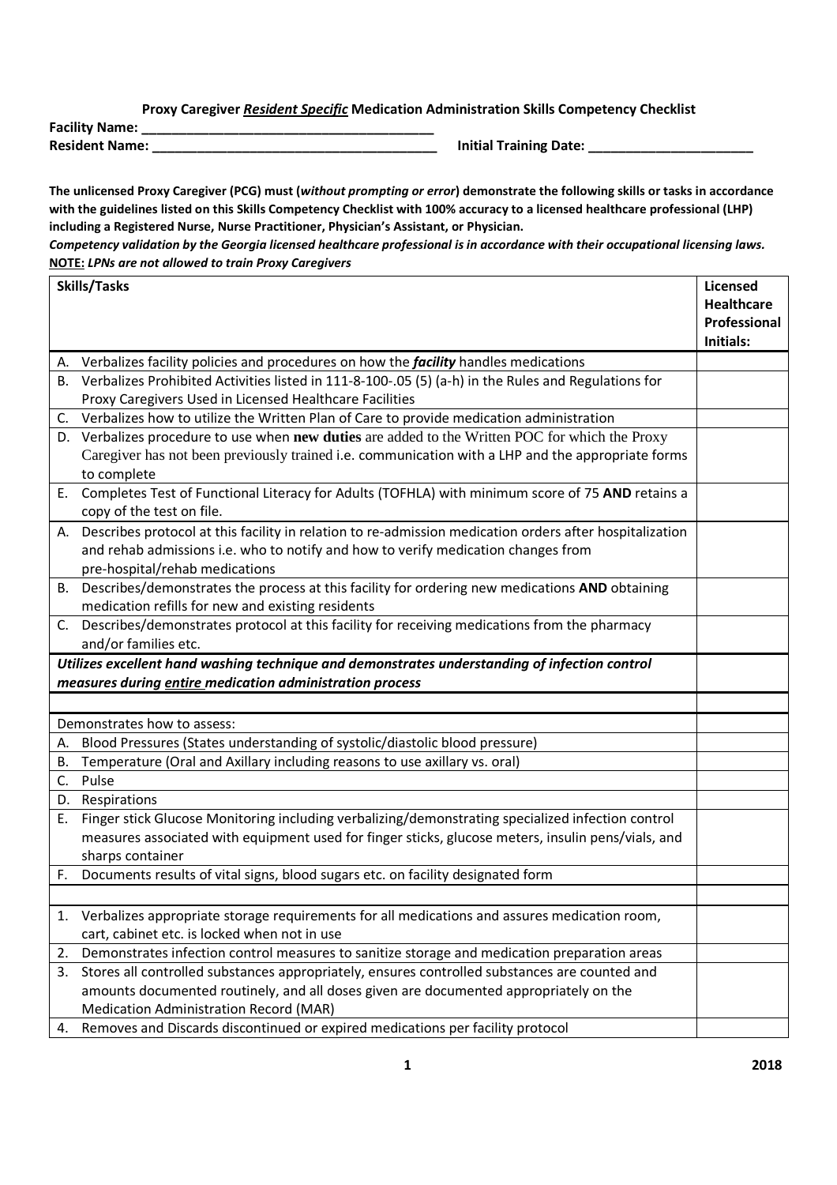**Proxy Caregiver *Resident Specific* Medication Administration Skills Competency Checklist**

**Facility Name: ______________________________________**

**Resident Name: ______________________________________** **Initial Training Date: _____________________**

**The unlicensed Proxy Caregiver (PCG) must (*without prompting or error*) demonstrate the following skills or tasks in accordance with the guidelines listed on this Skills Competency Checklist with 100% accuracy to a licensed healthcare professional (LHP) including a Registered Nurse, Nurse Practitioner, Physician's Assistant, or Physician.**

***Competency validation by the Georgia licensed healthcare professional is in accordance with their occupational licensing laws.***

***NOTE:* *LPNs are not allowed to train Proxy Caregivers***

| **Skills/Tasks** | **Licensed Healthcare Professional Initials:** |
|---|---|
| A. Verbalizes facility policies and procedures on how the ***facility*** handles medications | |
| B. Verbalizes Prohibited Activities listed in 111-8-100-.05 (5) (a-h) in the Rules and Regulations for Proxy Caregivers Used in Licensed Healthcare Facilities | |
| C. Verbalizes how to utilize the Written Plan of Care to provide medication administration | |
| D. Verbalizes procedure to use when **new duties** are added to the Written POC for which the Proxy Caregiver has not been previously trained i.e. communication with a LHP and the appropriate forms to complete | |
| E. Completes Test of Functional Literacy for Adults (TOFHLA) with minimum score of 75 **AND** retains a copy of the test on file. | |
| A. Describes protocol at this facility in relation to re-admission medication orders after hospitalization and rehab admissions i.e. who to notify and how to verify medication changes from pre-hospital/rehab medications | |
| B. Describes/demonstrates the process at this facility for ordering new medications **AND** obtaining medication refills for new and existing residents | |
| C. Describes/demonstrates protocol at this facility for receiving medications from the pharmacy and/or families etc. | |
| ***Utilizes excellent hand washing technique and demonstrates understanding of infection control measures during entire medication administration process*** | |
| | |
| Demonstrates how to assess: | |
| A. Blood Pressures (States understanding of systolic/diastolic blood pressure) | |
| B. Temperature (Oral and Axillary including reasons to use axillary vs. oral) | |
| C. Pulse | |
| D. Respirations | |
| E. Finger stick Glucose Monitoring including verbalizing/demonstrating specialized infection control measures associated with equipment used for finger sticks, glucose meters, insulin pens/vials, and sharps container | |
| F. Documents results of vital signs, blood sugars etc. on facility designated form | |
| | |
| 1. Verbalizes appropriate storage requirements for all medications and assures medication room, cart, cabinet etc. is locked when not in use | |
| 2. Demonstrates infection control measures to sanitize storage and medication preparation areas | |
| 3. Stores all controlled substances appropriately, ensures controlled substances are counted and amounts documented routinely, and all doses given are documented appropriately on the Medication Administration Record (MAR) | |
| 4. Removes and Discards discontinued or expired medications per facility protocol | |

2018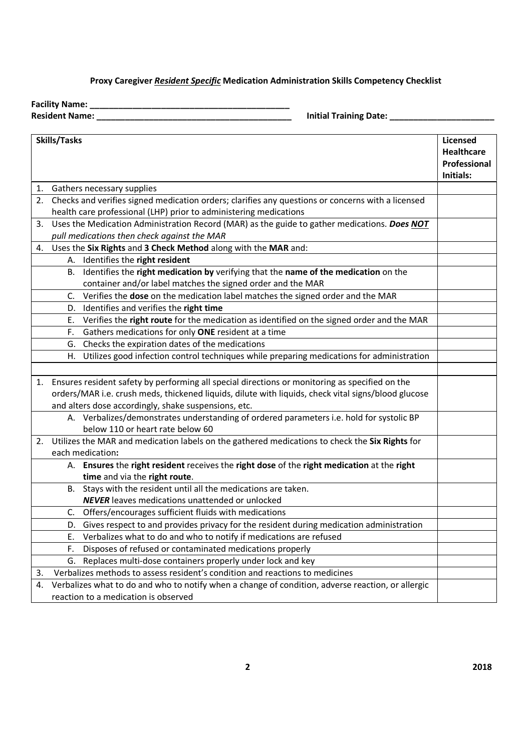**Proxy Caregiver *Resident Specific* Medication Administration Skills Competency Checklist**

**Facility Name: ___________________________________________**

**Resident Name: __________________________________________** **Initial Training Date: ______________________**

| Skills/Tasks | Licensed Healthcare Professional Initials: |
|---|---|
| 1. Gathers necessary supplies | |
| 2. Checks and verifies signed medication orders; clarifies any questions or concerns with a licensed health care professional (LHP) prior to administering medications | |
| 3. Uses the Medication Administration Record (MAR) as the guide to gather medications. ***Does NOT*** *pull medications then check against the MAR* | |
| 4. Uses the **Six Rights** and **3 Check Method** along with the **MAR** and: | |
| A. Identifies the **right resident** | |
| B. Identifies the **right medication by** verifying that the **name of the medication** on the container and/or label matches the signed order and the MAR | |
| C. Verifies the **dose** on the medication label matches the signed order and the MAR | |
| D. Identifies and verifies the **right time** | |
| E. Verifies the **right route** for the medication as identified on the signed order and the MAR | |
| F. Gathers medications for only **ONE** resident at a time | |
| G. Checks the expiration dates of the medications | |
| H. Utilizes good infection control techniques while preparing medications for administration | |
| | |
| 1. Ensures resident safety by performing all special directions or monitoring as specified on the orders/MAR i.e. crush meds, thickened liquids, dilute with liquids, check vital signs/blood glucose and alters dose accordingly, shake suspensions, etc. | |
| A. Verbalizes/demonstrates understanding of ordered parameters i.e. hold for systolic BP below 110 or heart rate below 60 | |
| 2. Utilizes the MAR and medication labels on the gathered medications to check the **Six Rights** for each medication**:** | |
| A. **Ensures** the **right resident** receives the **right dose** of the **right medication** at the **right time** and via the **right route**. | |
| B. Stays with the resident until all the medications are taken. ***NEVER*** leaves medications unattended or unlocked | |
| C. Offers/encourages sufficient fluids with medications | |
| D. Gives respect to and provides privacy for the resident during medication administration | |
| E. Verbalizes what to do and who to notify if medications are refused | |
| F. Disposes of refused or contaminated medications properly | |
| G. Replaces multi-dose containers properly under lock and key | |
| 3. Verbalizes methods to assess resident's condition and reactions to medicines | |
| 4. Verbalizes what to do and who to notify when a change of condition, adverse reaction, or allergic reaction to a medication is observed | |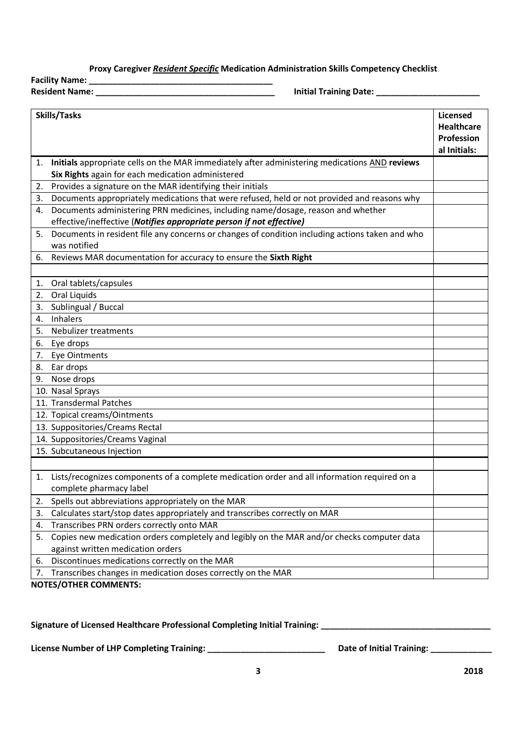**Proxy Caregiver *Resident Specific* Medication Administration Skills Competency Checklist**

**Facility Name:** ______________________________________
**Resident Name:** ______________________________________ **Initial Training Date:** ______________________

| Skills/Tasks | Licensed Healthcare Professional Initials: |
|---|---|
| 1. **Initials** appropriate cells on the MAR immediately after administering medications AND **reviews Six Rights** again for each medication administered | |
| 2. Provides a signature on the MAR identifying their initials | |
| 3. Documents appropriately medications that were refused, held or not provided and reasons why | |
| 4. Documents administering PRN medicines, including name/dosage, reason and whether effective/ineffective (***Notifies appropriate person if not effective)*** | |
| 5. Documents in resident file any concerns or changes of condition including actions taken and who was notified | |
| 6. Reviews MAR documentation for accuracy to ensure the **Sixth Right** | |
| | |
| 1. Oral tablets/capsules | |
| 2. Oral Liquids | |
| 3. Sublingual / Buccal | |
| 4. Inhalers | |
| 5. Nebulizer treatments | |
| 6. Eye drops | |
| 7. Eye Ointments | |
| 8. Ear drops | |
| 9. Nose drops | |
| 10. Nasal Sprays | |
| 11. Transdermal Patches | |
| 12. Topical creams/Ointments | |
| 13. Suppositories/Creams Rectal | |
| 14. Suppositories/Creams Vaginal | |
| 15. Subcutaneous Injection | |
| | |
| 1. Lists/recognizes components of a complete medication order and all information required on a complete pharmacy label | |
| 2. Spells out abbreviations appropriately on the MAR | |
| 3. Calculates start/stop dates appropriately and transcribes correctly on MAR | |
| 4. Transcribes PRN orders correctly onto MAR | |
| 5. Copies new medication orders completely and legibly on the MAR and/or checks computer data against written medication orders | |
| 6. Discontinues medications correctly on the MAR | |
| 7. Transcribes changes in medication doses correctly on the MAR | |

**NOTES/OTHER COMMENTS:**

**Signature of Licensed Healthcare Professional Completing Initial Training:** ____________________________________

**License Number of LHP Completing Training:** _________________________ **Date of Initial Training:** _____________

**2018**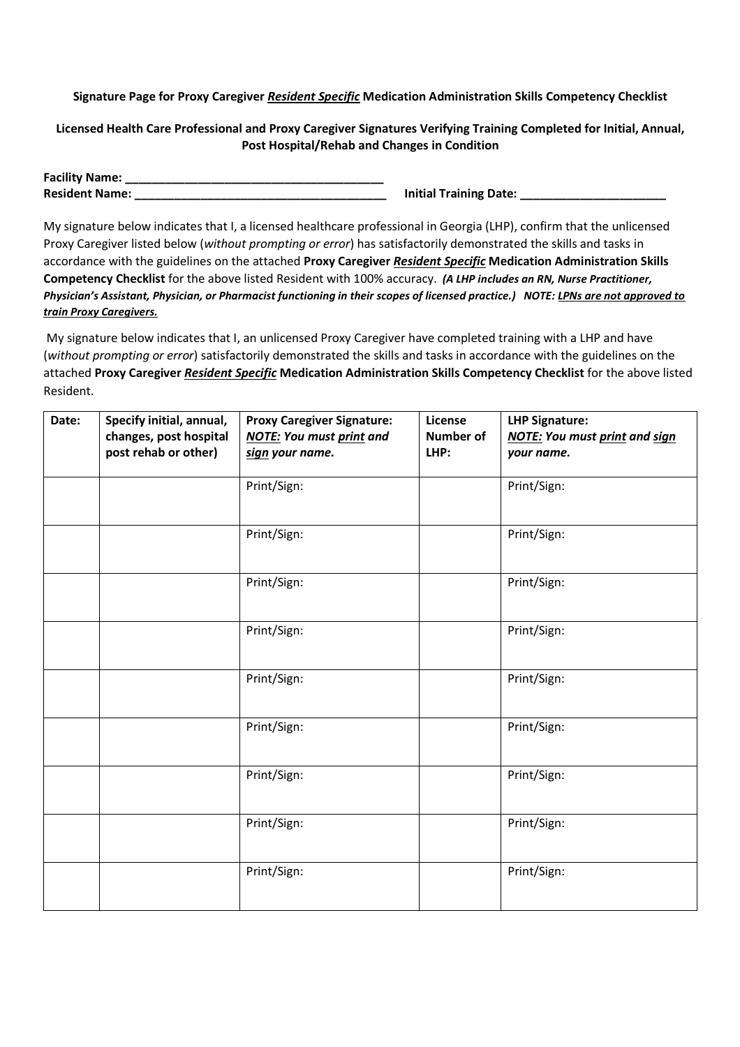**Signature Page for Proxy Caregiver *Resident Specific* Medication Administration Skills Competency Checklist**

**Licensed Health Care Professional and Proxy Caregiver Signatures Verifying Training Completed for Initial, Annual, Post Hospital/Rehab and Changes in Condition**

**Facility Name: ______________________________________**
**Resident Name: ______________________________________** **Initial Training Date: ______________________**

My signature below indicates that I, a licensed healthcare professional in Georgia (LHP), confirm that the unlicensed Proxy Caregiver listed below (*without prompting or error*) has satisfactorily demonstrated the skills and tasks in accordance with the guidelines on the attached **Proxy Caregiver *Resident Specific* Medication Administration Skills Competency Checklist** for the above listed Resident with 100% accuracy. ***(A LHP includes an RN, Nurse Practitioner, Physician's Assistant, Physician, or Pharmacist functioning in their scopes of licensed practice.) NOTE: LPNs are not approved to train Proxy Caregivers.***

My signature below indicates that I, an unlicensed Proxy Caregiver have completed training with a LHP and have (*without prompting or error*) satisfactorily demonstrated the skills and tasks in accordance with the guidelines on the attached **Proxy Caregiver *Resident Specific* Medication Administration Skills Competency Checklist** for the above listed Resident.

| Date: | Specify initial, annual, changes, post hospital post rehab or other) | Proxy Caregiver Signature: ***NOTE:** You must print and sign your name.* | License Number of LHP: | LHP Signature: ***NOTE:** You must print and sign your name.* |
|---|---|---|---|---|
| | | Print/Sign: | | Print/Sign: |
| | | Print/Sign: | | Print/Sign: |
| | | Print/Sign: | | Print/Sign: |
| | | Print/Sign: | | Print/Sign: |
| | | Print/Sign: | | Print/Sign: |
| | | Print/Sign: | | Print/Sign: |
| | | Print/Sign: | | Print/Sign: |
| | | Print/Sign: | | Print/Sign: |
| | | Print/Sign: | | Print/Sign: |